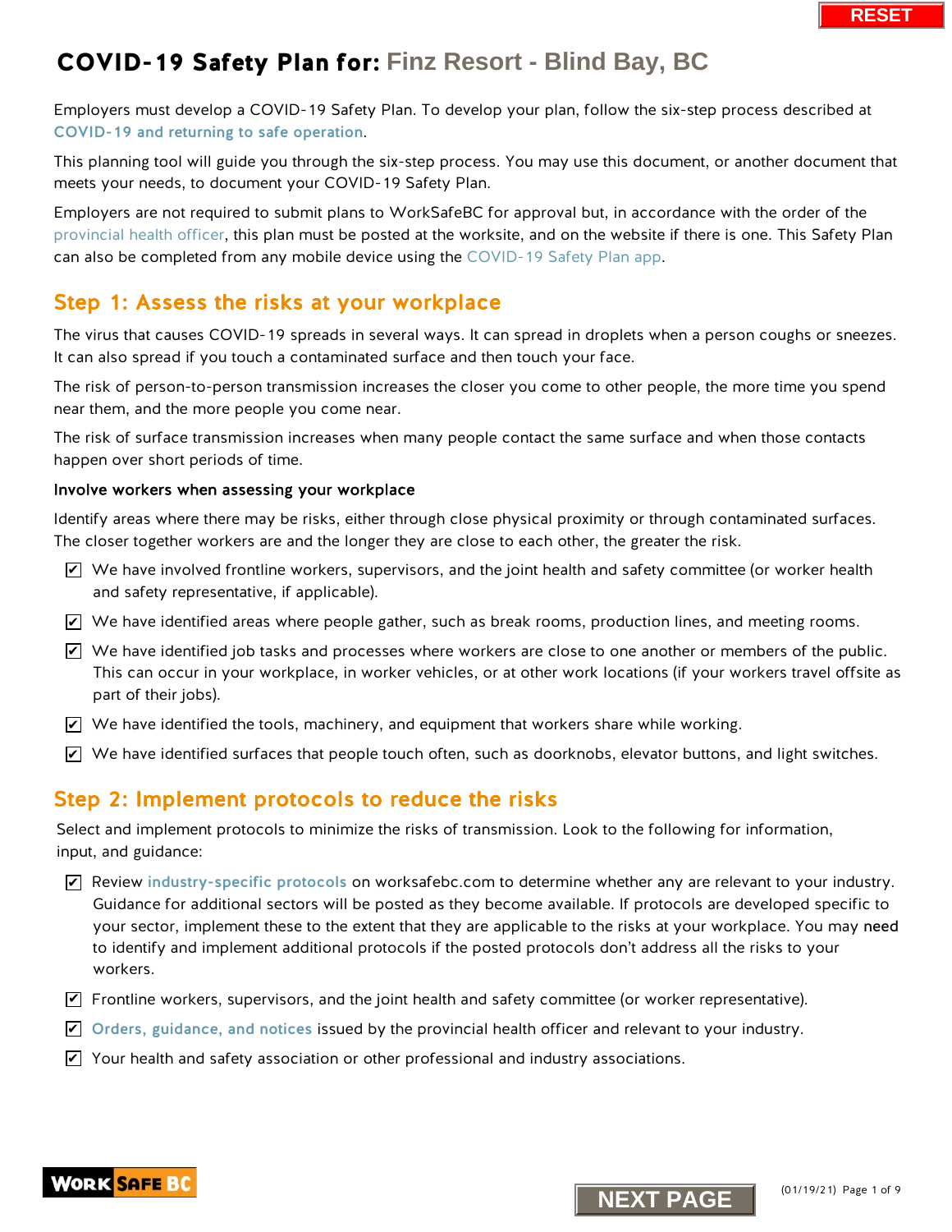# COVID-19 Safety Plan for: Finz Resort - Blind Bay, BC

Employers must develop a COVID-19 Safety Plan. To develop your plan, follow the six-step process described at COVID-19 and returning to safe operation.

This planning tool will guide you through the six-step process. You may use this document, or another document that meets your needs, to document your COVID-19 Safety Plan.

Employers are not required to submit plans to WorkSafeBC for approval but, in accordance with the order of the provincial health officer, this plan must be posted at the worksite, and on the website if there is one. This Safety Plan can also be completed from any mobile device using the COVID-19 Safety Plan app.

## Step 1: Assess the risks at your workplace

The virus that causes COVID-19 spreads in several ways. It can spread in droplets when a person coughs or sneezes. It can also spread if you touch a contaminated surface and then touch your face.

The risk of person-to-person transmission increases the closer you come to other people, the more time you spend near them, and the more people you come near.

The risk of surface transmission increases when many people contact the same surface and when those contacts happen over short periods of time.

### Involve workers when assessing your workplace

Identify areas where there may be risks, either through close physical proximity or through contaminated surfaces. The closer together workers are and the longer they are close to each other, the greater the risk.

- [x] We have involved frontline workers, supervisors, and the joint health and safety committee (or worker health and safety representative, if applicable).
- [x] We have identified areas where people gather, such as break rooms, production lines, and meeting rooms.
- [x] We have identified job tasks and processes where workers are close to one another or members of the public. This can occur in your workplace, in worker vehicles, or at other work locations (if your workers travel offsite as part of their jobs).
- [x] We have identified the tools, machinery, and equipment that workers share while working.
- [x] We have identified surfaces that people touch often, such as doorknobs, elevator buttons, and light switches.

## Step 2: Implement protocols to reduce the risks

Select and implement protocols to minimize the risks of transmission. Look to the following for information, input, and guidance:

- [x] Review **industry-specific protocols** on worksafebc.com to determine whether any are relevant to your industry. Guidance for additional sectors will be posted as they become available. If protocols are developed specific to your sector, implement these to the extent that they are applicable to the risks at your workplace. You may need to identify and implement additional protocols if the posted protocols don't address all the risks to your workers.
- [x] Frontline workers, supervisors, and the joint health and safety committee (or worker representative).
- [x] **Orders, guidance, and notices** issued by the provincial health officer and relevant to your industry.
- [x] Your health and safety association or other professional and industry associations.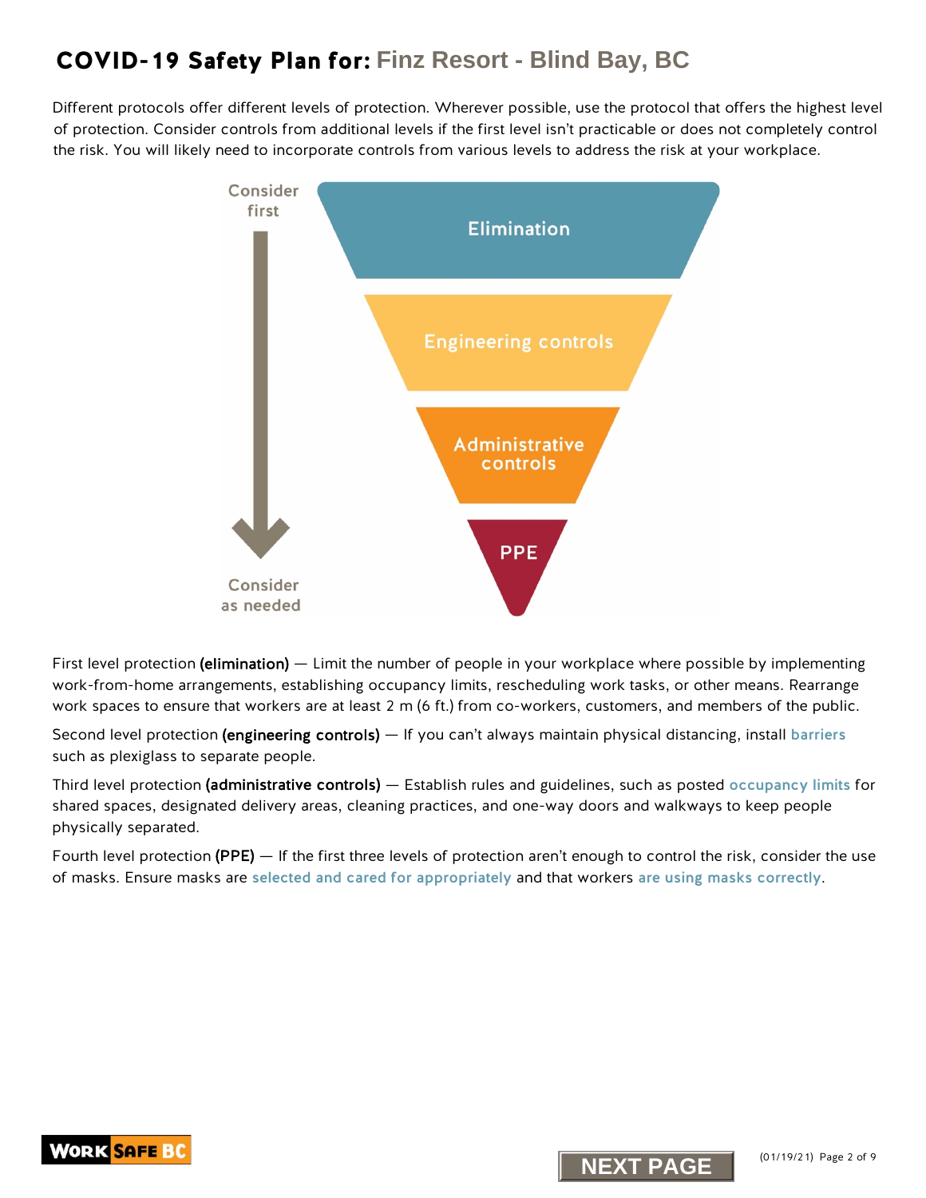# COVID-19 Safety Plan for: Finz Resort - Blind Bay, BC

Different protocols offer different levels of protection. Wherever possible, use the protocol that offers the highest level of protection. Consider controls from additional levels if the first level isn't practicable or does not completely control the risk. You will likely need to incorporate controls from various levels to address the risk at your workplace.

Consider first

Elimination

Engineering controls

Administrative controls

PPE

Consider as needed

First level protection **(elimination)** — Limit the number of people in your workplace where possible by implementing work-from-home arrangements, establishing occupancy limits, rescheduling work tasks, or other means. Rearrange work spaces to ensure that workers are at least 2 m (6 ft.) from co-workers, customers, and members of the public.

Second level protection **(engineering controls)** — If you can't always maintain physical distancing, install barriers such as plexiglass to separate people.

Third level protection **(administrative controls)** — Establish rules and guidelines, such as posted occupancy limits for shared spaces, designated delivery areas, cleaning practices, and one-way doors and walkways to keep people physically separated.

Fourth level protection **(PPE)** — If the first three levels of protection aren't enough to control the risk, consider the use of masks. Ensure masks are selected and cared for appropriately and that workers are using masks correctly.

NEXT PAGE

(01/19/21)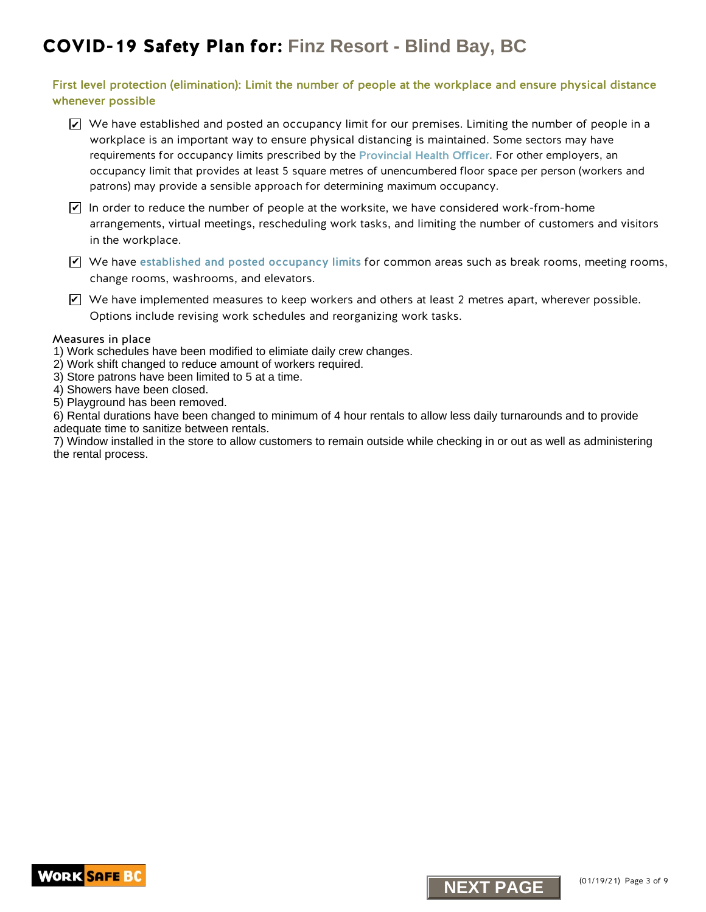# COVID-19 Safety Plan for: Finz Resort - Blind Bay, BC

## First level protection (elimination): Limit the number of people at the workplace and ensure physical distance whenever possible

- ☑ We have established and posted an occupancy limit for our premises. Limiting the number of people in a workplace is an important way to ensure physical distancing is maintained. Some sectors may have requirements for occupancy limits prescribed by the Provincial Health Officer. For other employers, an occupancy limit that provides at least 5 square metres of unencumbered floor space per person (workers and patrons) may provide a sensible approach for determining maximum occupancy.
- ☑ In order to reduce the number of people at the worksite, we have considered work-from-home arrangements, virtual meetings, rescheduling work tasks, and limiting the number of customers and visitors in the workplace.
- ☑ We have established and posted occupancy limits for common areas such as break rooms, meeting rooms, change rooms, washrooms, and elevators.
- ☑ We have implemented measures to keep workers and others at least 2 metres apart, wherever possible. Options include revising work schedules and reorganizing work tasks.

Measures in place

1) Work schedules have been modified to elimiate daily crew changes.
2) Work shift changed to reduce amount of workers required.
3) Store patrons have been limited to 5 at a time.
4) Showers have been closed.
5) Playground has been removed.
6) Rental durations have been changed to minimum of 4 hour rentals to allow less daily turnarounds and to provide adequate time to sanitize between rentals.
7) Window installed in the store to allow customers to remain outside while checking in or out as well as administering the rental process.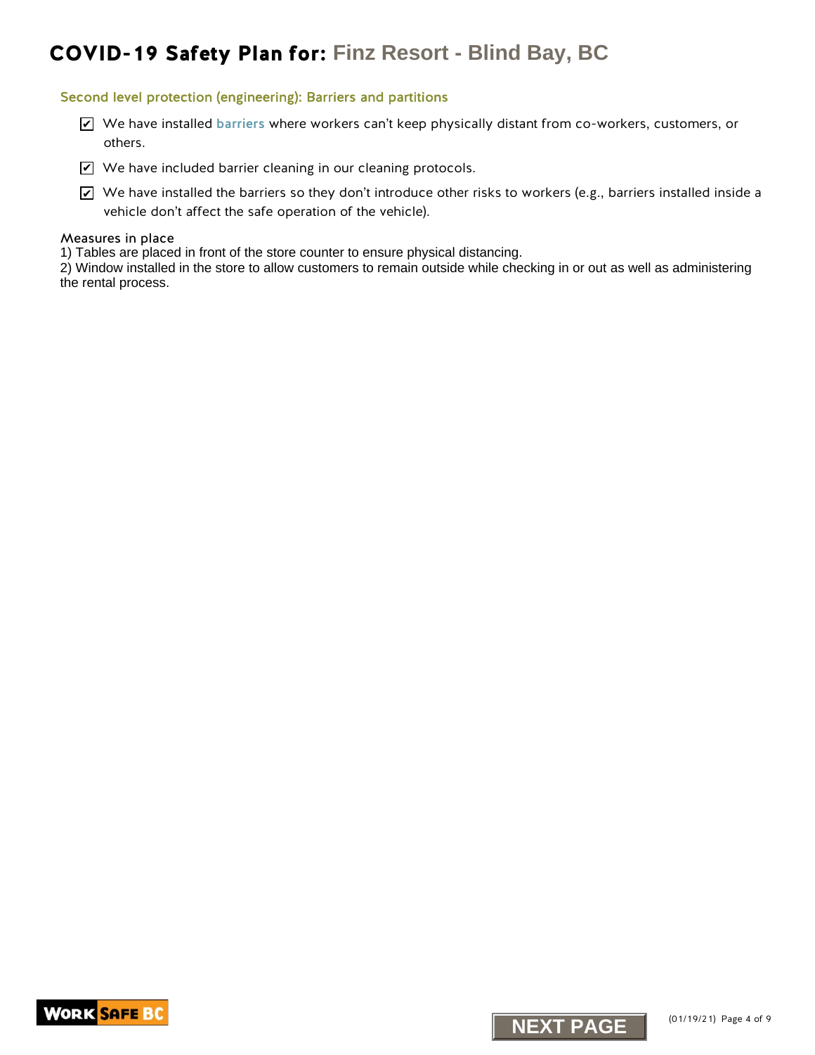# COVID-19 Safety Plan for: Finz Resort - Blind Bay, BC

## Second level protection (engineering): Barriers and partitions

- [x] We have installed barriers where workers can't keep physically distant from co-workers, customers, or others.
- [x] We have included barrier cleaning in our cleaning protocols.
- [x] We have installed the barriers so they don't introduce other risks to workers (e.g., barriers installed inside a vehicle don't affect the safe operation of the vehicle).

### Measures in place

1) Tables are placed in front of the store counter to ensure physical distancing.
2) Window installed in the store to allow customers to remain outside while checking in or out as well as administering the rental process.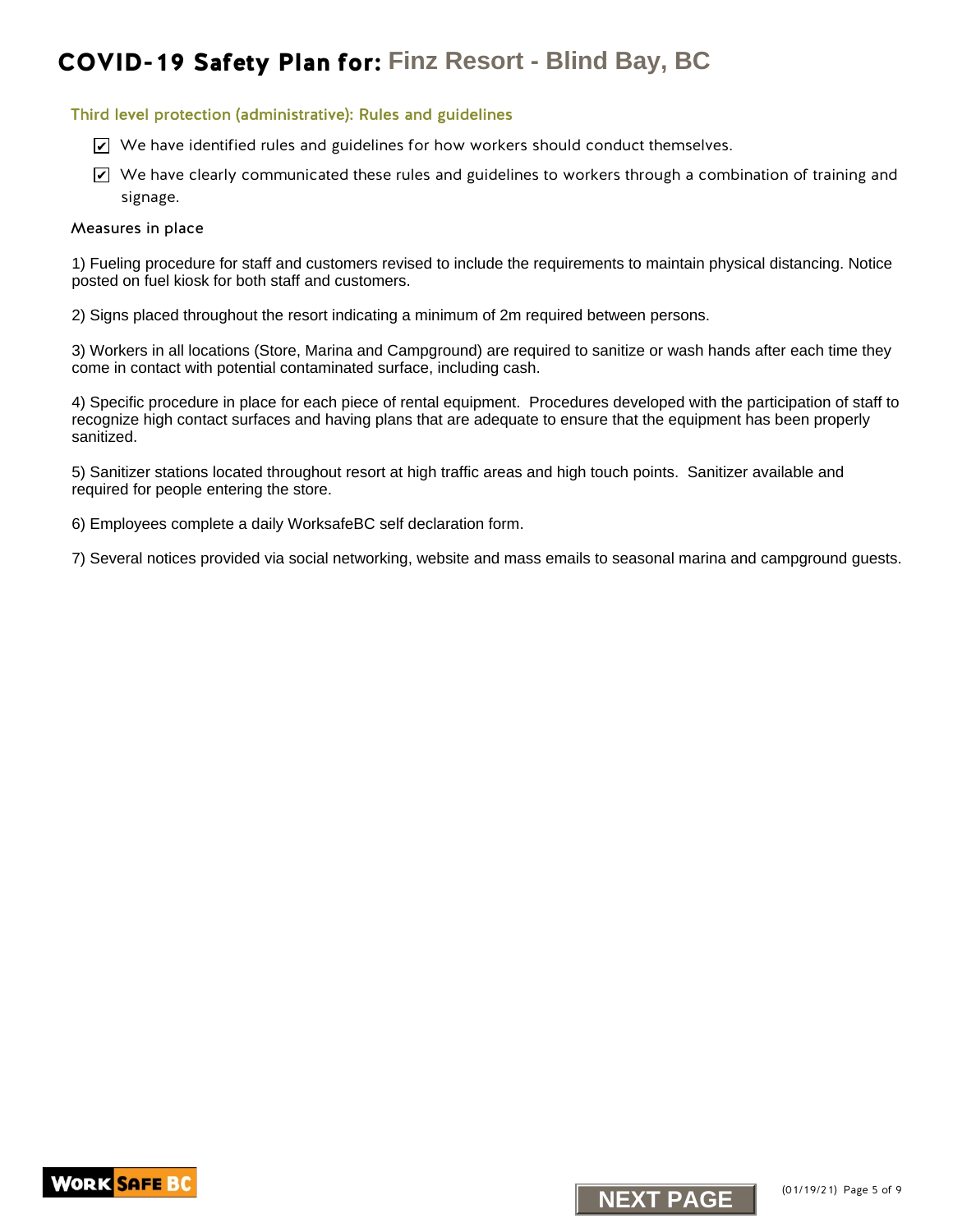# COVID-19 Safety Plan for: Finz Resort - Blind Bay, BC

### Third level protection (administrative): Rules and guidelines

- [x] We have identified rules and guidelines for how workers should conduct themselves.
- [x] We have clearly communicated these rules and guidelines to workers through a combination of training and signage.

Measures in place

1) Fueling procedure for staff and customers revised to include the requirements to maintain physical distancing. Notice posted on fuel kiosk for both staff and customers.

2) Signs placed throughout the resort indicating a minimum of 2m required between persons.

3) Workers in all locations (Store, Marina and Campground) are required to sanitize or wash hands after each time they come in contact with potential contaminated surface, including cash.

4) Specific procedure in place for each piece of rental equipment. Procedures developed with the participation of staff to recognize high contact surfaces and having plans that are adequate to ensure that the equipment has been properly sanitized.

5) Sanitizer stations located throughout resort at high traffic areas and high touch points. Sanitizer available and required for people entering the store.

6) Employees complete a daily WorksafeBC self declaration form.

7) Several notices provided via social networking, website and mass emails to seasonal marina and campground guests.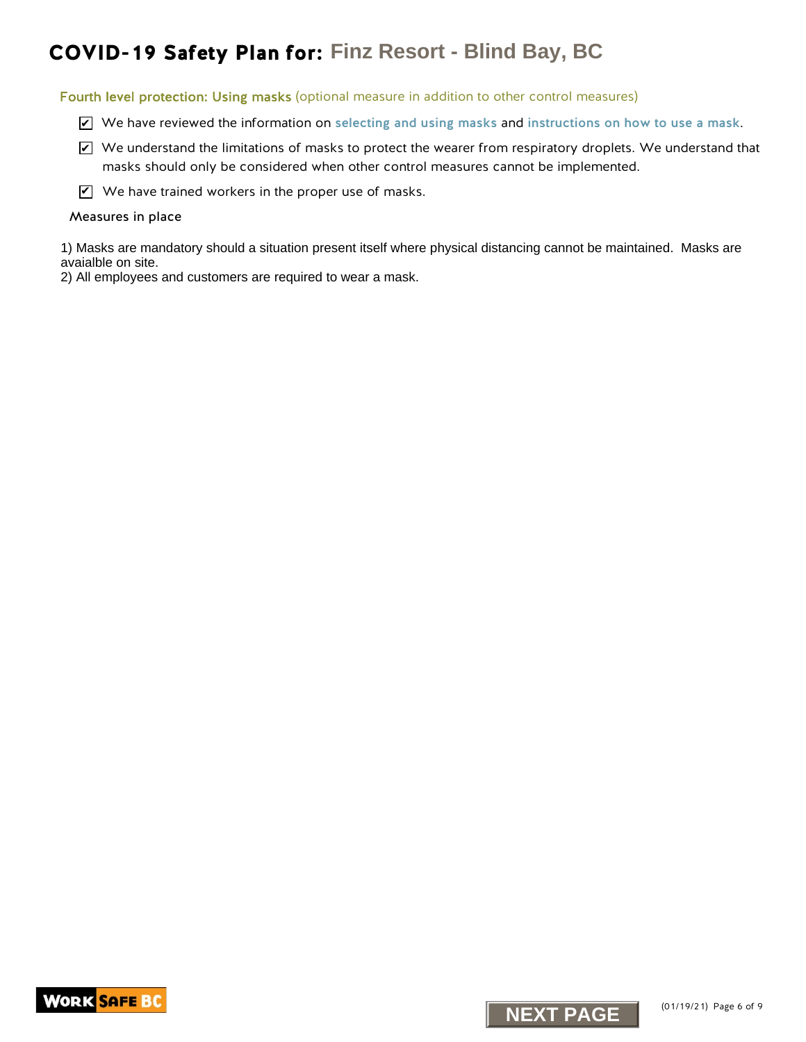# COVID-19 Safety Plan for: Finz Resort - Blind Bay, BC

## Fourth level protection: Using masks (optional measure in addition to other control measures)

- ☑ We have reviewed the information on selecting and using masks and instructions on how to use a mask.
- ☑ We understand the limitations of masks to protect the wearer from respiratory droplets. We understand that masks should only be considered when other control measures cannot be implemented.
- ☑ We have trained workers in the proper use of masks.

### Measures in place

1) Masks are mandatory should a situation present itself where physical distancing cannot be maintained. Masks are avaialble on site.
2) All employees and customers are required to wear a mask.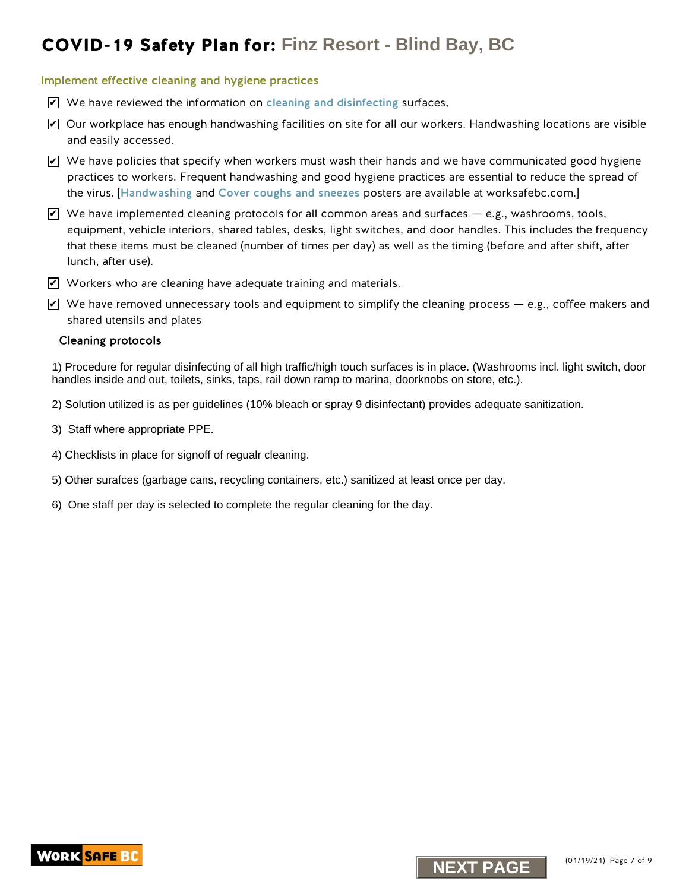# COVID-19 Safety Plan for: Finz Resort - Blind Bay, BC

## Implement effective cleaning and hygiene practices

- [x] We have reviewed the information on cleaning and disinfecting surfaces.
- [x] Our workplace has enough handwashing facilities on site for all our workers. Handwashing locations are visible and easily accessed.
- [x] We have policies that specify when workers must wash their hands and we have communicated good hygiene practices to workers. Frequent handwashing and good hygiene practices are essential to reduce the spread of the virus. [Handwashing and Cover coughs and sneezes posters are available at worksafebc.com.]
- [x] We have implemented cleaning protocols for all common areas and surfaces — e.g., washrooms, tools, equipment, vehicle interiors, shared tables, desks, light switches, and door handles. This includes the frequency that these items must be cleaned (number of times per day) as well as the timing (before and after shift, after lunch, after use).
- [x] Workers who are cleaning have adequate training and materials.
- [x] We have removed unnecessary tools and equipment to simplify the cleaning process — e.g., coffee makers and shared utensils and plates

### Cleaning protocols

1) Procedure for regular disinfecting of all high traffic/high touch surfaces is in place. (Washrooms incl. light switch, door handles inside and out, toilets, sinks, taps, rail down ramp to marina, doorknobs on store, etc.).

2) Solution utilized is as per guidelines (10% bleach or spray 9 disinfectant) provides adequate sanitization.

3) Staff where appropriate PPE.

4) Checklists in place for signoff of regualr cleaning.

5) Other surafces (garbage cans, recycling containers, etc.) sanitized at least once per day.

6) One staff per day is selected to complete the regular cleaning for the day.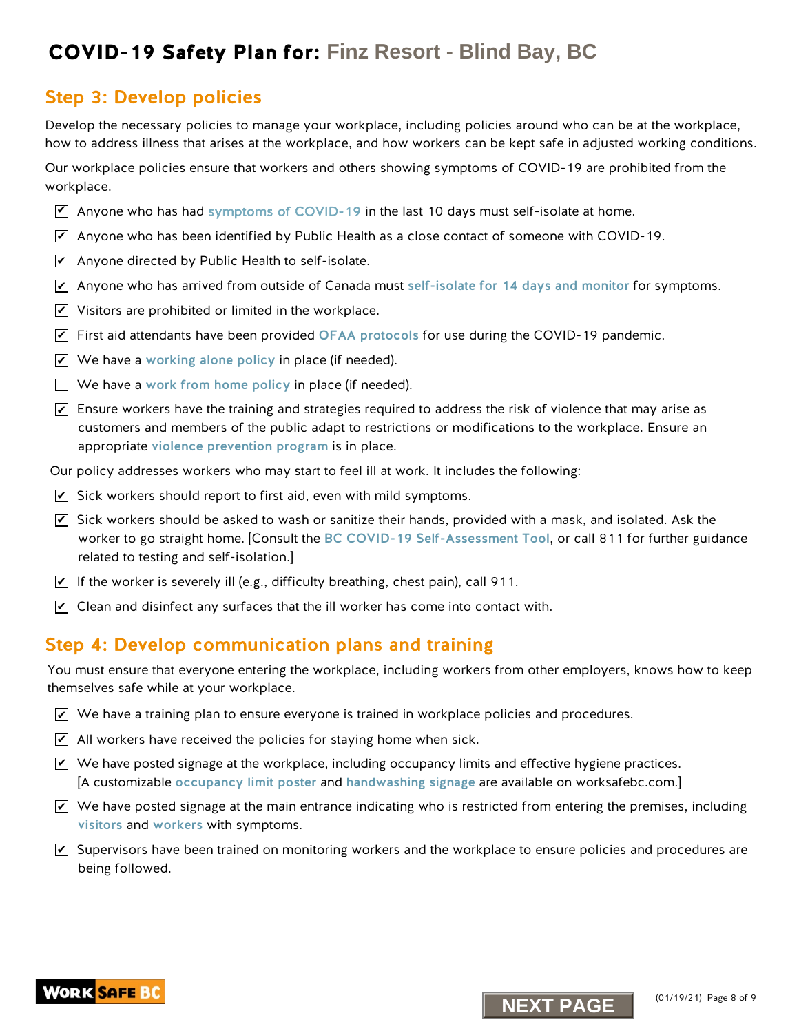# COVID-19 Safety Plan for: Finz Resort - Blind Bay, BC

## Step 3: Develop policies

Develop the necessary policies to manage your workplace, including policies around who can be at the workplace, how to address illness that arises at the workplace, and how workers can be kept safe in adjusted working conditions.

Our workplace policies ensure that workers and others showing symptoms of COVID-19 are prohibited from the workplace.

- [x] Anyone who has had symptoms of COVID-19 in the last 10 days must self-isolate at home.
- [x] Anyone who has been identified by Public Health as a close contact of someone with COVID-19.
- [x] Anyone directed by Public Health to self-isolate.
- [x] Anyone who has arrived from outside of Canada must self-isolate for 14 days and monitor for symptoms.
- [x] Visitors are prohibited or limited in the workplace.
- [x] First aid attendants have been provided OFAA protocols for use during the COVID-19 pandemic.
- [x] We have a working alone policy in place (if needed).
- [ ] We have a work from home policy in place (if needed).
- [x] Ensure workers have the training and strategies required to address the risk of violence that may arise as customers and members of the public adapt to restrictions or modifications to the workplace. Ensure an appropriate violence prevention program is in place.

Our policy addresses workers who may start to feel ill at work. It includes the following:

- [x] Sick workers should report to first aid, even with mild symptoms.
- [x] Sick workers should be asked to wash or sanitize their hands, provided with a mask, and isolated. Ask the worker to go straight home. [Consult the BC COVID-19 Self-Assessment Tool, or call 811 for further guidance related to testing and self-isolation.]
- [x] If the worker is severely ill (e.g., difficulty breathing, chest pain), call 911.
- [x] Clean and disinfect any surfaces that the ill worker has come into contact with.

## Step 4: Develop communication plans and training

You must ensure that everyone entering the workplace, including workers from other employers, knows how to keep themselves safe while at your workplace.

- [x] We have a training plan to ensure everyone is trained in workplace policies and procedures.
- [x] All workers have received the policies for staying home when sick.
- [x] We have posted signage at the workplace, including occupancy limits and effective hygiene practices. [A customizable occupancy limit poster and handwashing signage are available on worksafebc.com.]
- [x] We have posted signage at the main entrance indicating who is restricted from entering the premises, including visitors and workers with symptoms.
- [x] Supervisors have been trained on monitoring workers and the workplace to ensure policies and procedures are being followed.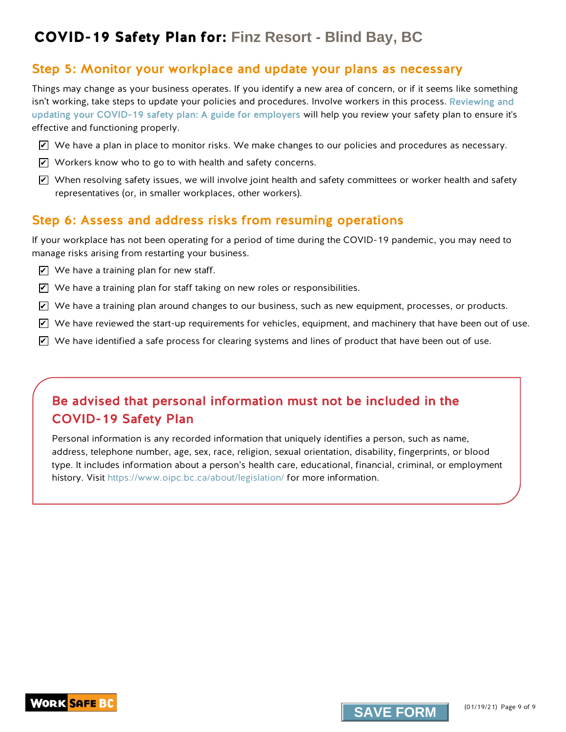# COVID-19 Safety Plan for: Finz Resort - Blind Bay, BC

## Step 5: Monitor your workplace and update your plans as necessary

Things may change as your business operates. If you identify a new area of concern, or if it seems like something isn't working, take steps to update your policies and procedures. Involve workers in this process. Reviewing and updating your COVID-19 safety plan: A guide for employers will help you review your safety plan to ensure it's effective and functioning properly.

- ☑ We have a plan in place to monitor risks. We make changes to our policies and procedures as necessary.
- ☑ Workers know who to go to with health and safety concerns.
- ☑ When resolving safety issues, we will involve joint health and safety committees or worker health and safety representatives (or, in smaller workplaces, other workers).

## Step 6: Assess and address risks from resuming operations

If your workplace has not been operating for a period of time during the COVID-19 pandemic, you may need to manage risks arising from restarting your business.

- ☑ We have a training plan for new staff.
- ☑ We have a training plan for staff taking on new roles or responsibilities.
- ☑ We have a training plan around changes to our business, such as new equipment, processes, or products.
- ☑ We have reviewed the start-up requirements for vehicles, equipment, and machinery that have been out of use.
- ☑ We have identified a safe process for clearing systems and lines of product that have been out of use.

### Be advised that personal information must not be included in the COVID-19 Safety Plan

Personal information is any recorded information that uniquely identifies a person, such as name, address, telephone number, age, sex, race, religion, sexual orientation, disability, fingerprints, or blood type. It includes information about a person's health care, educational, financial, criminal, or employment history. Visit https://www.oipc.bc.ca/about/legislation/ for more information.

SAVE FORM

(01/19/21)